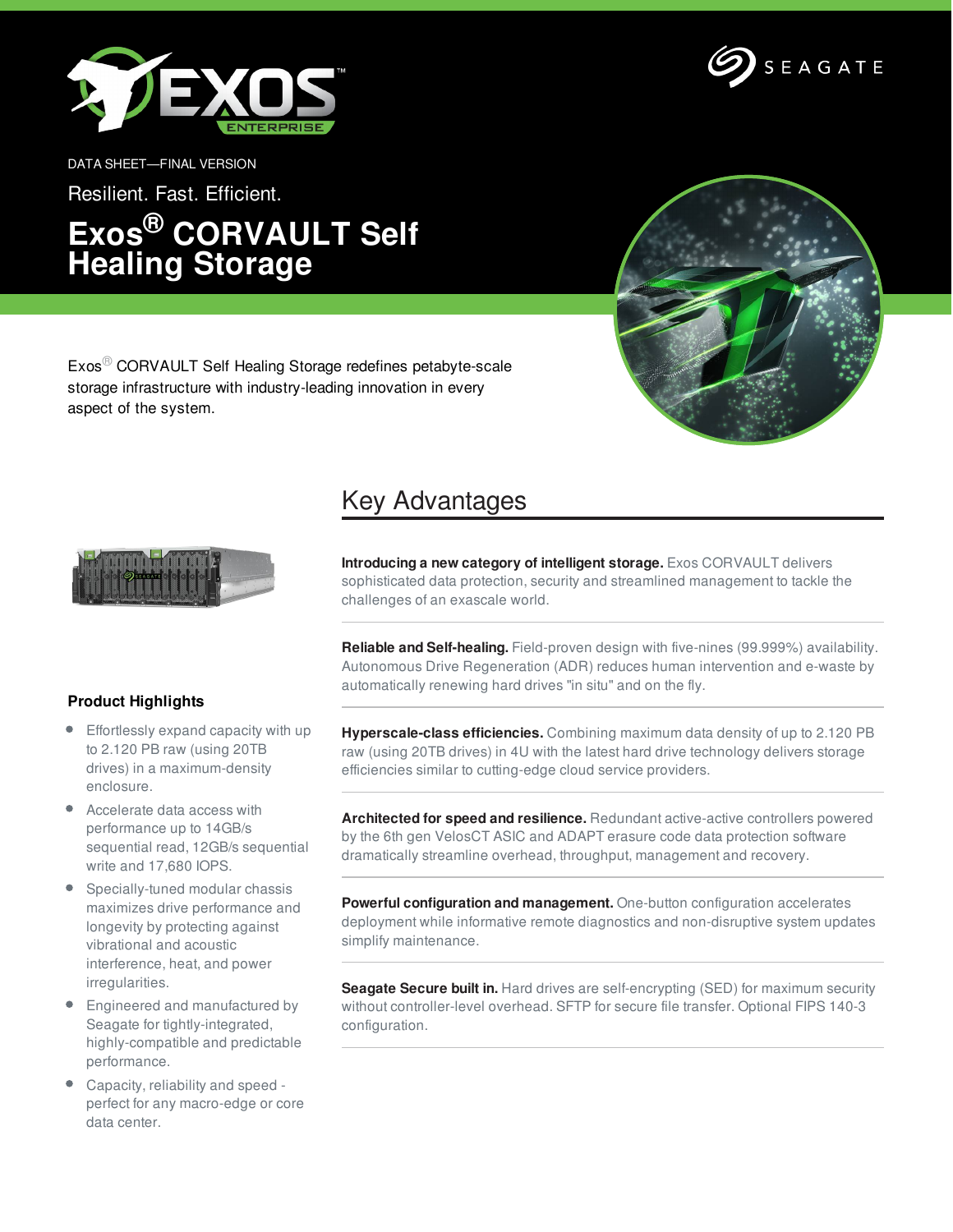DATA SHEET—FINAL VERSION

Resilient. Fast. Efficient.

# Exos® CORVAULT Self Healing Storage

Exos® CORVAULT Self Healing Storage redefines petabyte-scale storage infrastructure with industry-leading innovation in every aspect of the system.

## Key Advantages

**Introducing a new category of intelligent storage.** Exos CORVAULT delivers sophisticated data protection, security and streamlined management to tackle the challenges of an exascale world.

**Reliable and Self-healing.** Field-proven design with five-nines (99.999%) availability. Autonomous Drive Regeneration (ADR) reduces human intervention and e-waste by automatically renewing hard drives "in situ" and on the fly.

**Hyperscale-class efficiencies.** Combining maximum data density of up to 2.120 PB raw (using 20TB drives) in 4U with the latest hard drive technology delivers storage efficiencies similar to cutting-edge cloud service providers.

**Architected for speed and resilience.** Redundant active-active controllers powered by the 6th gen VelosCT ASIC and ADAPT erasure code data protection software dramatically streamline overhead, throughput, management and recovery.

**Powerful configuration and management.** One-button configuration accelerates deployment while informative remote diagnostics and non-disruptive system updates simplify maintenance.

**Seagate Secure built in.** Hard drives are self-encrypting (SED) for maximum security without controller-level overhead. SFTP for secure file transfer. Optional FIPS 140-3 configuration.

### Product Highlights

- Effortlessly expand capacity with up to 2.120 PB raw (using 20TB drives) in a maximum-density enclosure.
- Accelerate data access with performance up to 14GB/s sequential read, 12GB/s sequential write and 17,680 IOPS.
- Specially-tuned modular chassis maximizes drive performance and longevity by protecting against vibrational and acoustic interference, heat, and power irregularities.
- Engineered and manufactured by Seagate for tightly-integrated, highly-compatible and predictable performance.
- Capacity, reliability and speed - perfect for any macro-edge or core data center.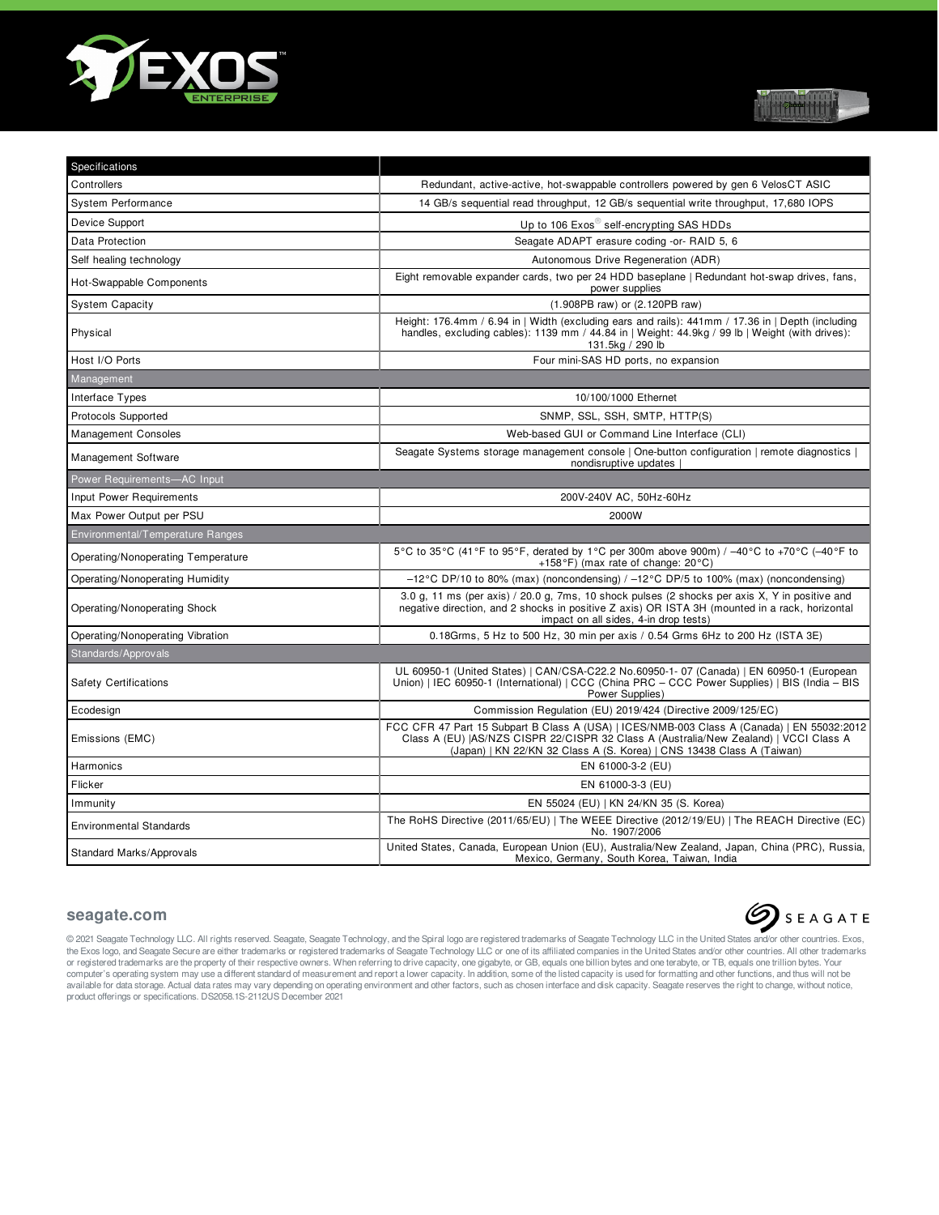| Specifications | |
|---|---|
| Controllers | Redundant, active-active, hot-swappable controllers powered by gen 6 VelosCT ASIC |
| System Performance | 14 GB/s sequential read throughput, 12 GB/s sequential write throughput, 17,680 IOPS |
| Device Support | Up to 106 Exos® self-encrypting SAS HDDs |
| Data Protection | Seagate ADAPT erasure coding -or- RAID 5, 6 |
| Self healing technology | Autonomous Drive Regeneration (ADR) |
| Hot-Swappable Components | Eight removable expander cards, two per 24 HDD baseplane \| Redundant hot-swap drives, fans, power supplies |
| System Capacity | (1.908PB raw) or (2.120PB raw) |
| Physical | Height: 176.4mm / 6.94 in \| Width (excluding ears and rails): 441mm / 17.36 in \| Depth (including handles, excluding cables): 1139 mm / 44.84 in \| Weight: 44.9kg / 99 lb \| Weight (with drives): 131.5kg / 290 lb |
| Host I/O Ports | Four mini-SAS HD ports, no expansion |
| **Management** | |
| Interface Types | 10/100/1000 Ethernet |
| Protocols Supported | SNMP, SSL, SSH, SMTP, HTTP(S) |
| Management Consoles | Web-based GUI or Command Line Interface (CLI) |
| Management Software | Seagate Systems storage management console \| One-button configuration \| remote diagnostics \| nondisruptive updates \| |
| **Power Requirements—AC Input** | |
| Input Power Requirements | 200V-240V AC, 50Hz-60Hz |
| Max Power Output per PSU | 2000W |
| **Environmental/Temperature Ranges** | |
| Operating/Nonoperating Temperature | 5°C to 35°C (41°F to 95°F, derated by 1°C per 300m above 900m) / –40°C to +70°C (–40°F to +158°F) (max rate of change: 20°C) |
| Operating/Nonoperating Humidity | –12°C DP/10 to 80% (max) (noncondensing) / –12°C DP/5 to 100% (max) (noncondensing) |
| Operating/Nonoperating Shock | 3.0 g, 11 ms (per axis) / 20.0 g, 7ms, 10 shock pulses (2 shocks per axis X, Y in positive and negative direction, and 2 shocks in positive Z axis) OR ISTA 3H (mounted in a rack, horizontal impact on all sides, 4-in drop tests) |
| Operating/Nonoperating Vibration | 0.18Grms, 5 Hz to 500 Hz, 30 min per axis / 0.54 Grms 6Hz to 200 Hz (ISTA 3E) |
| **Standards/Approvals** | |
| Safety Certifications | UL 60950-1 (United States) \| CAN/CSA-C22.2 No.60950-1- 07 (Canada) \| EN 60950-1 (European Union) \| IEC 60950-1 (International) \| CCC (China PRC – CCC Power Supplies) \| BIS (India – BIS Power Supplies) |
| Ecodesign | Commission Regulation (EU) 2019/424 (Directive 2009/125/EC) |
| Emissions (EMC) | FCC CFR 47 Part 15 Subpart B Class A (USA) \| ICES/NMB-003 Class A (Canada) \| EN 55032:2012 Class A (EU) \|AS/NZS CISPR 22/CISPR 32 Class A (Australia/New Zealand) \| VCCI Class A (Japan) \| KN 22/KN 32 Class A (S. Korea) \| CNS 13438 Class A (Taiwan) |
| Harmonics | EN 61000-3-2 (EU) |
| Flicker | EN 61000-3-3 (EU) |
| Immunity | EN 55024 (EU) \| KN 24/KN 35 (S. Korea) |
| Environmental Standards | The RoHS Directive (2011/65/EU) \| The WEEE Directive (2012/19/EU) \| The REACH Directive (EC) No. 1907/2006 |
| Standard Marks/Approvals | United States, Canada, European Union (EU), Australia/New Zealand, Japan, China (PRC), Russia, Mexico, Germany, South Korea, Taiwan, India |

**seagate.com**

© 2021 Seagate Technology LLC. All rights reserved. Seagate, Seagate Technology, and the Spiral logo are registered trademarks of Seagate Technology LLC in the United States and/or other countries. Exos, the Exos logo, and Seagate Secure are either trademarks or registered trademarks of Seagate Technology LLC or one of its affiliated companies in the United States and/or other countries. All other trademarks or registered trademarks are the property of their respective owners. When referring to drive capacity, one gigabyte, or GB, equals one billion bytes and one terabyte, or TB, equals one trillion bytes. Your computer's operating system may use a different standard of measurement and report a lower capacity. In addition, some of the listed capacity is used for formatting and other functions, and thus will not be available for data storage. Actual data rates may vary depending on operating environment and other factors, such as chosen interface and disk capacity. Seagate reserves the right to change, without notice, product offerings or specifications. DS2058.1S-2112US December 2021